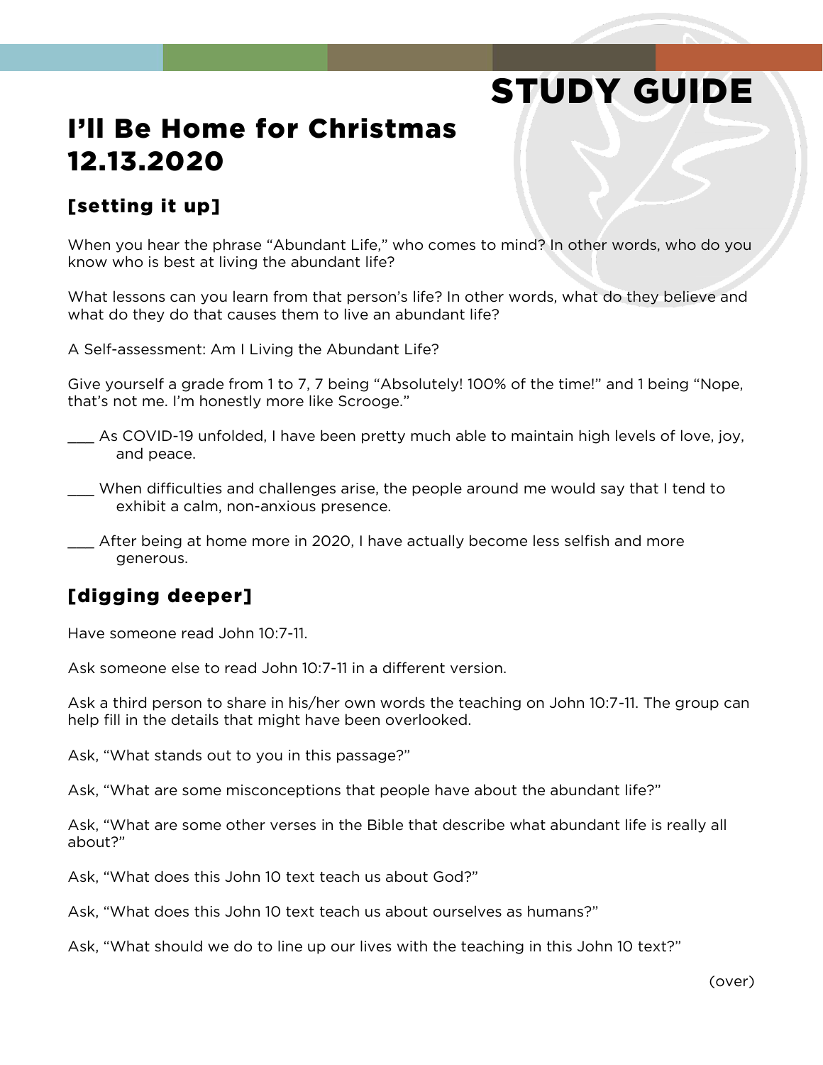# STUDY GUIDE

## I'll Be Home for Christmas 12.13.2020

### [setting it up]

When you hear the phrase "Abundant Life," who comes to mind? In other words, who do you know who is best at living the abundant life?

What lessons can you learn from that person's life? In other words, what do they believe and what do they do that causes them to live an abundant life?

A Self-assessment: Am I Living the Abundant Life?

Give yourself a grade from 1 to 7, 7 being "Absolutely! 100% of the time!" and 1 being "Nope, that's not me. I'm honestly more like Scrooge."

___ As COVID-19 unfolded, I have been pretty much able to maintain high levels of love, joy, and peace.

___ When difficulties and challenges arise, the people around me would say that I tend to exhibit a calm, non-anxious presence.

___ After being at home more in 2020, I have actually become less selfish and more generous.

### [digging deeper]

Have someone read John 10:7-11.

Ask someone else to read John 10:7-11 in a different version.

Ask a third person to share in his/her own words the teaching on John 10:7-11. The group can help fill in the details that might have been overlooked.

Ask, "What stands out to you in this passage?"

Ask, "What are some misconceptions that people have about the abundant life?"

Ask, "What are some other verses in the Bible that describe what abundant life is really all about?"

Ask, "What does this John 10 text teach us about God?"

Ask, "What does this John 10 text teach us about ourselves as humans?"

Ask, "What should we do to line up our lives with the teaching in this John 10 text?"

(over)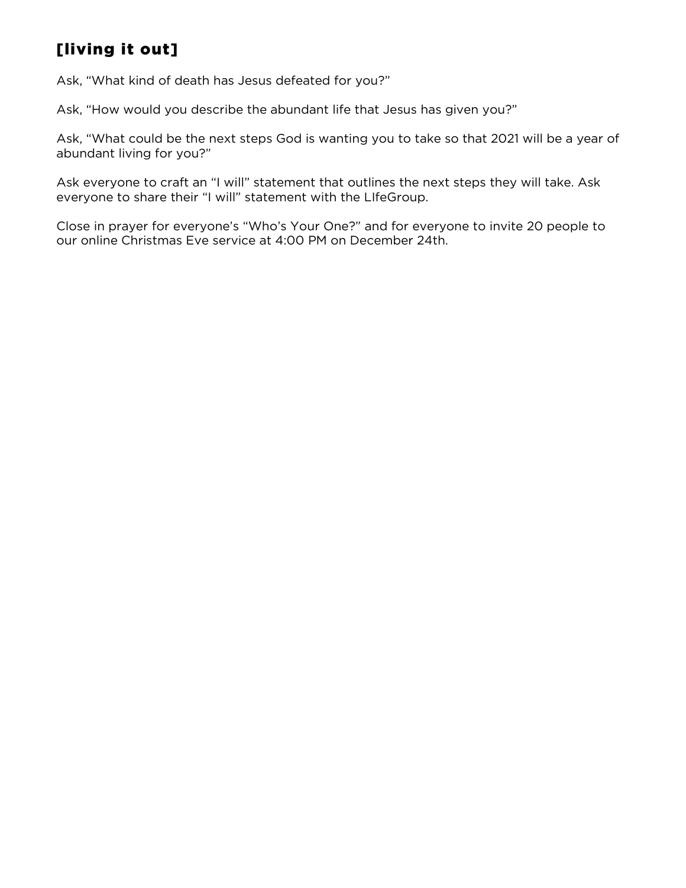## [living it out]

Ask, "What kind of death has Jesus defeated for you?"

Ask, "How would you describe the abundant life that Jesus has given you?"

Ask, "What could be the next steps God is wanting you to take so that 2021 will be a year of abundant living for you?"

Ask everyone to craft an "I will" statement that outlines the next steps they will take. Ask everyone to share their "I will" statement with the LIfeGroup.

Close in prayer for everyone's "Who's Your One?" and for everyone to invite 20 people to our online Christmas Eve service at 4:00 PM on December 24th.